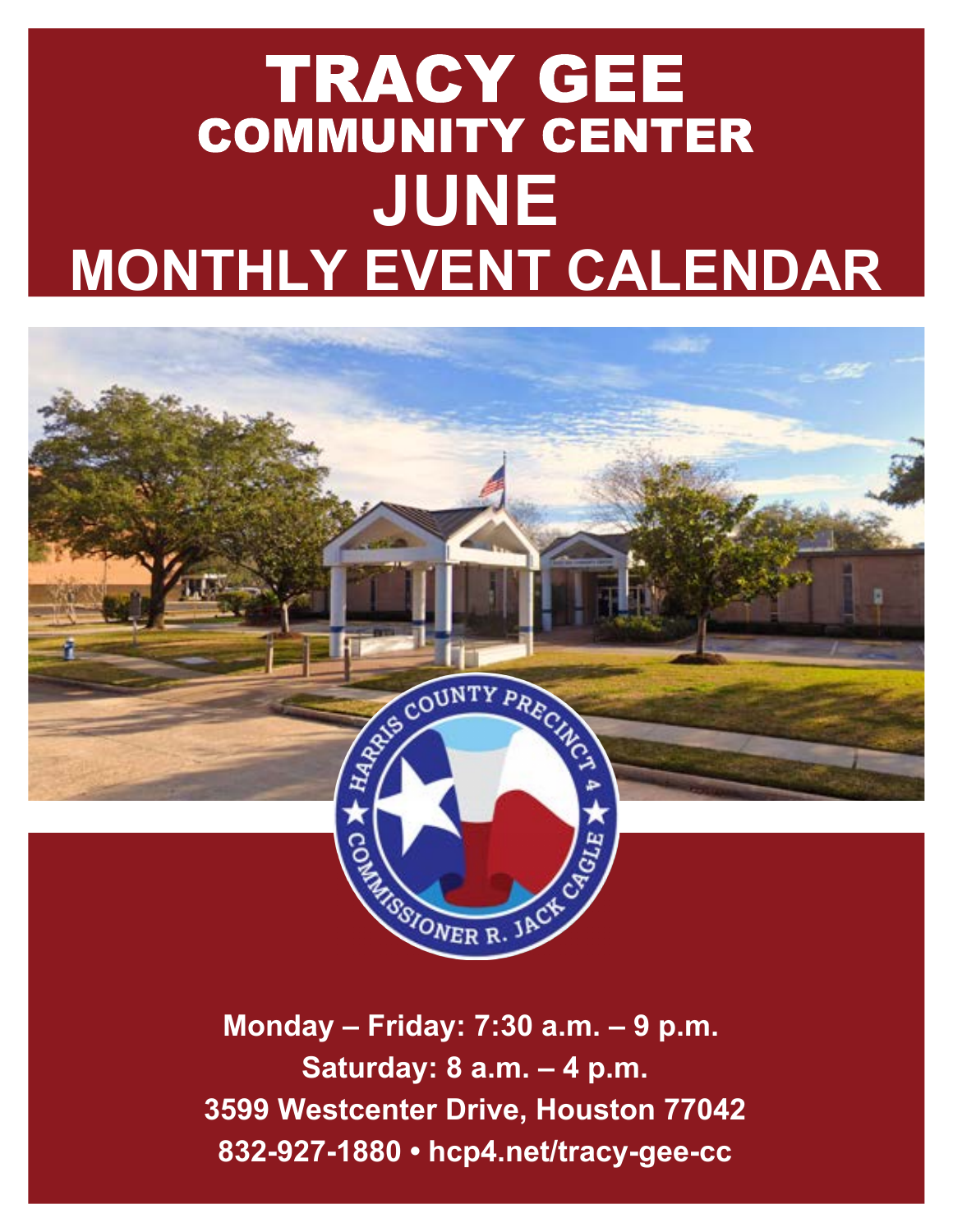# TRACY GEE
## COMMUNITY CENTER
# JUNE
# MONTHLY EVENT CALENDAR

HARRIS COUNTY PRECINCT 4
COMMISSIONER R. JACK CAGLE

**Monday – Friday: 7:30 a.m. – 9 p.m.**

**Saturday: 8 a.m. – 4 p.m.**

**3599 Westcenter Drive, Houston 77042**

**832-927-1880 • hcp4.net/tracy-gee-cc**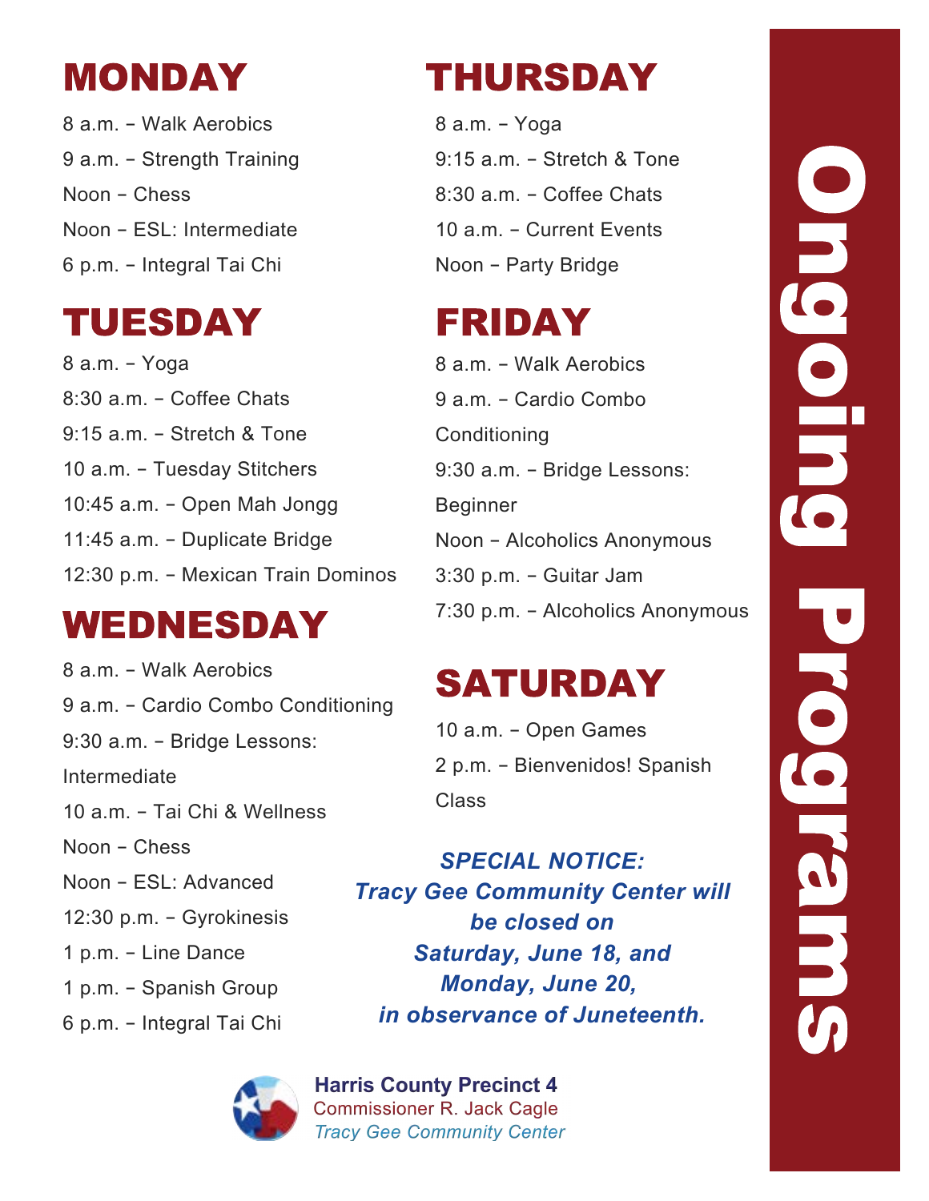# Ongoing Programs

## MONDAY

8 a.m. – Walk Aerobics

9 a.m. – Strength Training

Noon – Chess

Noon – ESL: Intermediate

6 p.m. – Integral Tai Chi

## TUESDAY

8 a.m. – Yoga

8:30 a.m. – Coffee Chats

9:15 a.m. – Stretch & Tone

10 a.m. – Tuesday Stitchers

10:45 a.m. – Open Mah Jongg

11:45 a.m. – Duplicate Bridge

12:30 p.m. – Mexican Train Dominos

## WEDNESDAY

8 a.m. – Walk Aerobics

9 a.m. – Cardio Combo Conditioning

9:30 a.m. – Bridge Lessons: Intermediate

10 a.m. – Tai Chi & Wellness

Noon – Chess

Noon – ESL: Advanced

12:30 p.m. – Gyrokinesis

1 p.m. – Line Dance

1 p.m. – Spanish Group

6 p.m. – Integral Tai Chi

## THURSDAY

8 a.m. – Yoga

9:15 a.m. – Stretch & Tone

8:30 a.m. – Coffee Chats

10 a.m. – Current Events

Noon – Party Bridge

## FRIDAY

8 a.m. – Walk Aerobics

9 a.m. – Cardio Combo Conditioning

9:30 a.m. – Bridge Lessons: Beginner

Noon – Alcoholics Anonymous

3:30 p.m. – Guitar Jam

7:30 p.m. – Alcoholics Anonymous

## SATURDAY

10 a.m. – Open Games

2 p.m. – Bienvenidos! Spanish Class

***SPECIAL NOTICE:***
***Tracy Gee Community Center will be closed on Saturday, June 18, and Monday, June 20, in observance of Juneteenth.***

**Harris County Precinct 4**
Commissioner R. Jack Cagle
*Tracy Gee Community Center*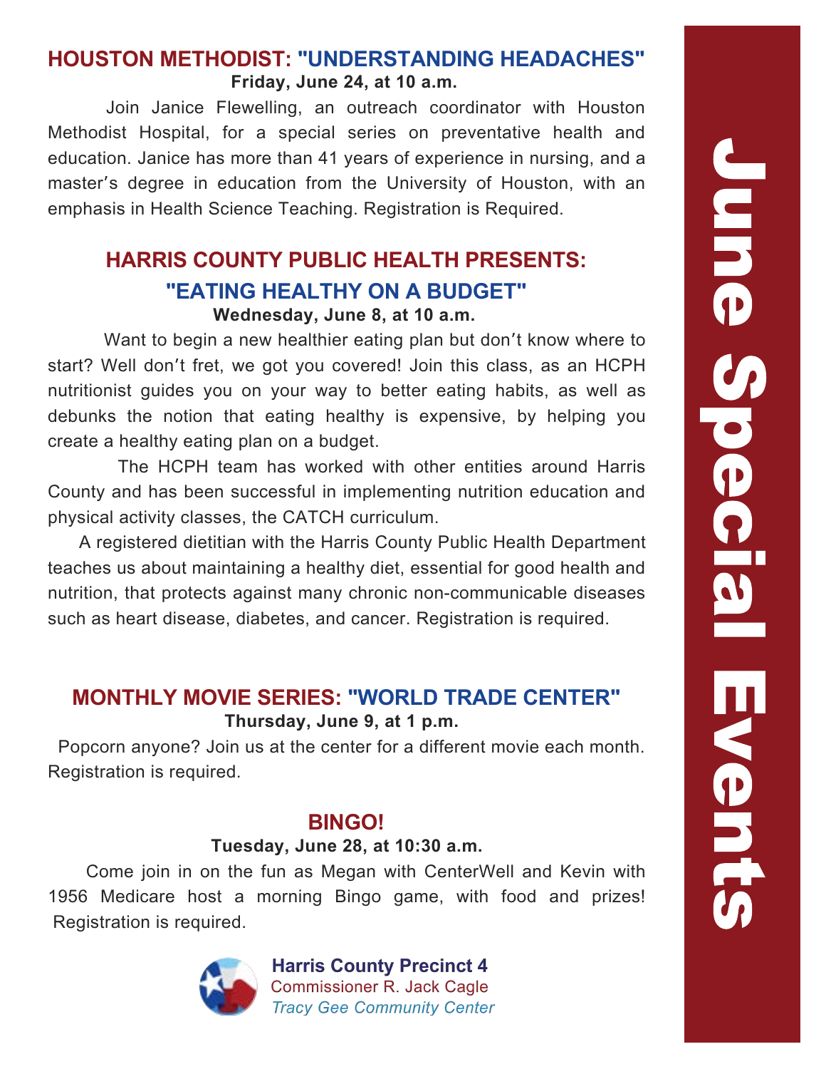# June Special Events

## HOUSTON METHODIST: "UNDERSTANDING HEADACHES"

**Friday, June 24, at 10 a.m.**

Join Janice Flewelling, an outreach coordinator with Houston Methodist Hospital, for a special series on preventative health and education. Janice has more than 41 years of experience in nursing, and a master's degree in education from the University of Houston, with an emphasis in Health Science Teaching. Registration is Required.

## HARRIS COUNTY PUBLIC HEALTH PRESENTS: "EATING HEALTHY ON A BUDGET"

**Wednesday, June 8, at 10 a.m.**

Want to begin a new healthier eating plan but don't know where to start? Well don't fret, we got you covered! Join this class, as an HCPH nutritionist guides you on your way to better eating habits, as well as debunks the notion that eating healthy is expensive, by helping you create a healthy eating plan on a budget.

The HCPH team has worked with other entities around Harris County and has been successful in implementing nutrition education and physical activity classes, the CATCH curriculum.

A registered dietitian with the Harris County Public Health Department teaches us about maintaining a healthy diet, essential for good health and nutrition, that protects against many chronic non-communicable diseases such as heart disease, diabetes, and cancer. Registration is required.

## MONTHLY MOVIE SERIES: "WORLD TRADE CENTER"

**Thursday, June 9, at 1 p.m.**

Popcorn anyone? Join us at the center for a different movie each month. Registration is required.

## BINGO!

**Tuesday, June 28, at 10:30 a.m.**

Come join in on the fun as Megan with CenterWell and Kevin with 1956 Medicare host a morning Bingo game, with food and prizes! Registration is required.

**Harris County Precinct 4**
Commissioner R. Jack Cagle
*Tracy Gee Community Center*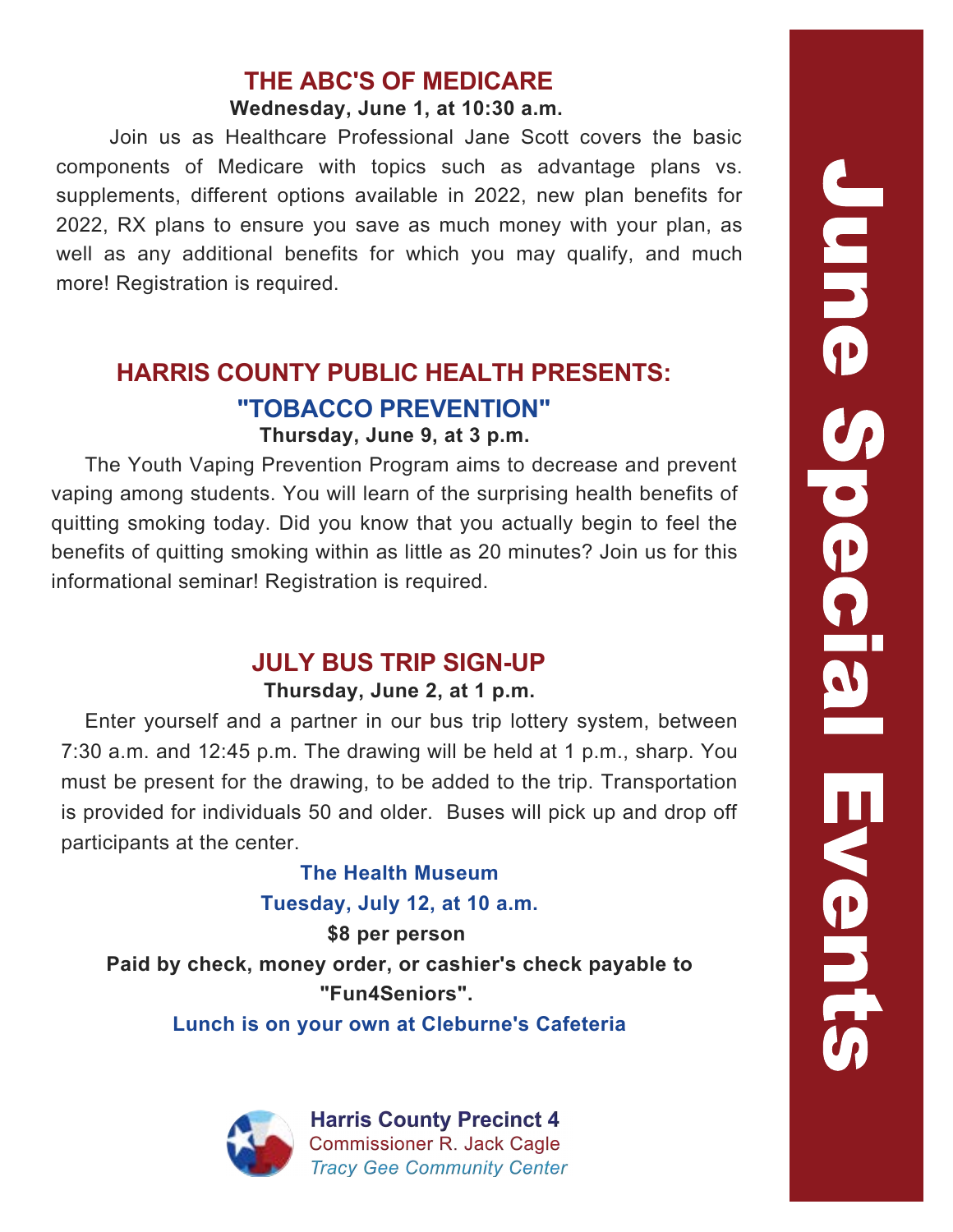# June Special Events

## THE ABC'S OF MEDICARE

**Wednesday, June 1, at 10:30 a.m.**

Join us as Healthcare Professional Jane Scott covers the basic components of Medicare with topics such as advantage plans vs. supplements, different options available in 2022, new plan benefits for 2022, RX plans to ensure you save as much money with your plan, as well as any additional benefits for which you may qualify, and much more! Registration is required.

## HARRIS COUNTY PUBLIC HEALTH PRESENTS: "TOBACCO PREVENTION"

**Thursday, June 9, at 3 p.m.**

The Youth Vaping Prevention Program aims to decrease and prevent vaping among students. You will learn of the surprising health benefits of quitting smoking today. Did you know that you actually begin to feel the benefits of quitting smoking within as little as 20 minutes? Join us for this informational seminar! Registration is required.

## JULY BUS TRIP SIGN-UP

**Thursday, June 2, at 1 p.m.**

Enter yourself and a partner in our bus trip lottery system, between 7:30 a.m. and 12:45 p.m. The drawing will be held at 1 p.m., sharp. You must be present for the drawing, to be added to the trip. Transportation is provided for individuals 50 and older. Buses will pick up and drop off participants at the center.

**The Health Museum**

**Tuesday, July 12, at 10 a.m.**

**$8 per person**

**Paid by check, money order, or cashier's check payable to "Fun4Seniors".**

**Lunch is on your own at Cleburne's Cafeteria**

**Harris County Precinct 4**
Commissioner R. Jack Cagle
*Tracy Gee Community Center*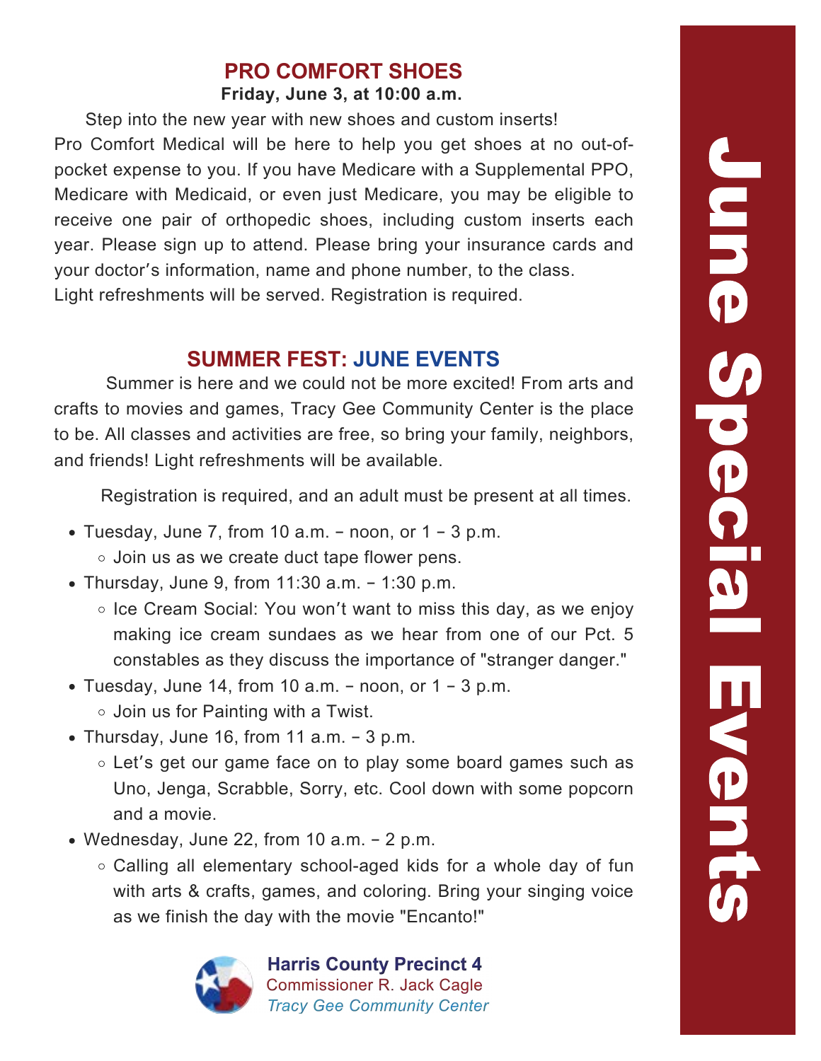# June Special Events

## PRO COMFORT SHOES

**Friday, June 3, at 10:00 a.m.**

Step into the new year with new shoes and custom inserts! Pro Comfort Medical will be here to help you get shoes at no out-of-pocket expense to you. If you have Medicare with a Supplemental PPO, Medicare with Medicaid, or even just Medicare, you may be eligible to receive one pair of orthopedic shoes, including custom inserts each year. Please sign up to attend. Please bring your insurance cards and your doctor's information, name and phone number, to the class. Light refreshments will be served. Registration is required.

## SUMMER FEST: JUNE EVENTS

Summer is here and we could not be more excited! From arts and crafts to movies and games, Tracy Gee Community Center is the place to be. All classes and activities are free, so bring your family, neighbors, and friends! Light refreshments will be available.

Registration is required, and an adult must be present at all times.

- Tuesday, June 7, from 10 a.m. – noon, or 1 – 3 p.m.
  - Join us as we create duct tape flower pens.
- Thursday, June 9, from 11:30 a.m. – 1:30 p.m.
  - Ice Cream Social: You won't want to miss this day, as we enjoy making ice cream sundaes as we hear from one of our Pct. 5 constables as they discuss the importance of "stranger danger."
- Tuesday, June 14, from 10 a.m. – noon, or 1 – 3 p.m.
  - Join us for Painting with a Twist.
- Thursday, June 16, from 11 a.m. – 3 p.m.
  - Let's get our game face on to play some board games such as Uno, Jenga, Scrabble, Sorry, etc. Cool down with some popcorn and a movie.
- Wednesday, June 22, from 10 a.m. – 2 p.m.
  - Calling all elementary school-aged kids for a whole day of fun with arts & crafts, games, and coloring. Bring your singing voice as we finish the day with the movie "Encanto!"

**Harris County Precinct 4**
Commissioner R. Jack Cagle
*Tracy Gee Community Center*